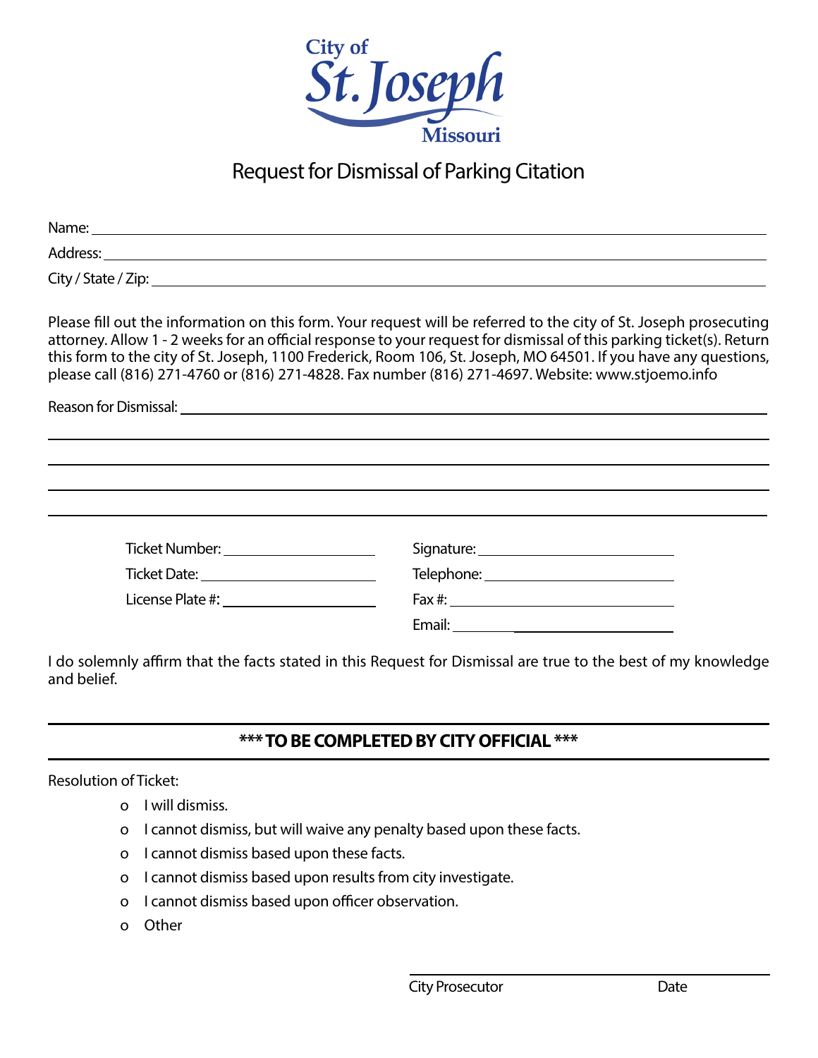City of
St. Joseph
Missouri

# Request for Dismissal of Parking Citation

Name: ____________________________________________

Address: ____________________________________________

City / State / Zip: ____________________________________________

Please fill out the information on this form. Your request will be referred to the city of St. Joseph prosecuting attorney. Allow 1 - 2 weeks for an official response to your request for dismissal of this parking ticket(s). Return this form to the city of St. Joseph, 1100 Frederick, Room 106, St. Joseph, MO 64501. If you have any questions, please call (816) 271-4760 or (816) 271-4828. Fax number (816) 271-4697. Website: www.stjoemo.info

Reason for Dismissal: ____________________________________________

____________________________________________

____________________________________________

____________________________________________

____________________________________________

Ticket Number: ____________________ Signature: ____________________

Ticket Date: ____________________ Telephone: ____________________

License Plate #: ____________________ Fax #: ____________________

Email: ____________________

I do solemnly affirm that the facts stated in this Request for Dismissal are true to the best of my knowledge and belief.

---

**\*\*\* TO BE COMPLETED BY CITY OFFICIAL \*\*\***

---

Resolution of Ticket:

- o I will dismiss.
- o I cannot dismiss, but will waive any penalty based upon these facts.
- o I cannot dismiss based upon these facts.
- o I cannot dismiss based upon results from city investigate.
- o I cannot dismiss based upon officer observation.
- o Other

____________________________________________

City Prosecutor Date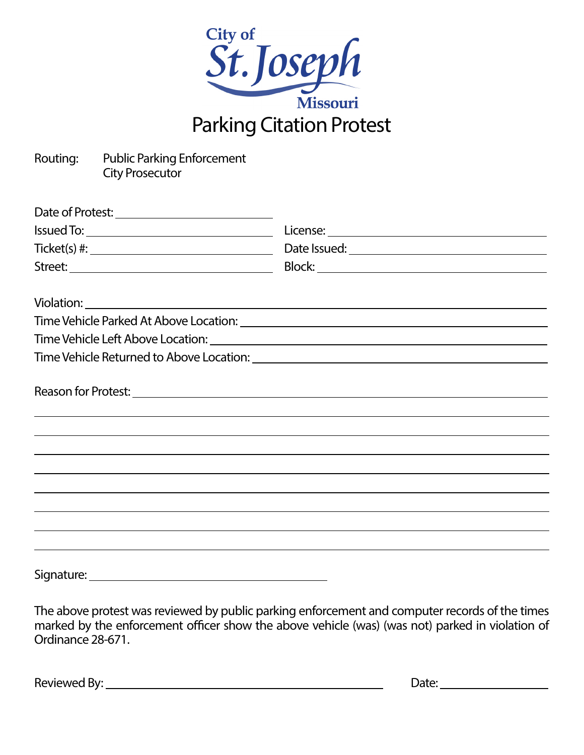City of St. Joseph Missouri

# Parking Citation Protest

Routing: Public Parking Enforcement
City Prosecutor

Date of Protest: ____________________

Issued To: ____________________ License: ____________________

Ticket(s) #: ____________________ Date Issued: ____________________

Street: ____________________ Block: ____________________

Violation: ________________________________________

Time Vehicle Parked At Above Location: ________________________________________

Time Vehicle Left Above Location: ________________________________________

Time Vehicle Returned to Above Location: ________________________________________

Reason for Protest: ________________________________________

________________________________________

________________________________________

________________________________________

________________________________________

________________________________________

________________________________________

________________________________________

________________________________________

Signature: ____________________

The above protest was reviewed by public parking enforcement and computer records of the times marked by the enforcement officer show the above vehicle (was) (was not) parked in violation of Ordinance 28-671.

Reviewed By: ____________________ Date: ____________________